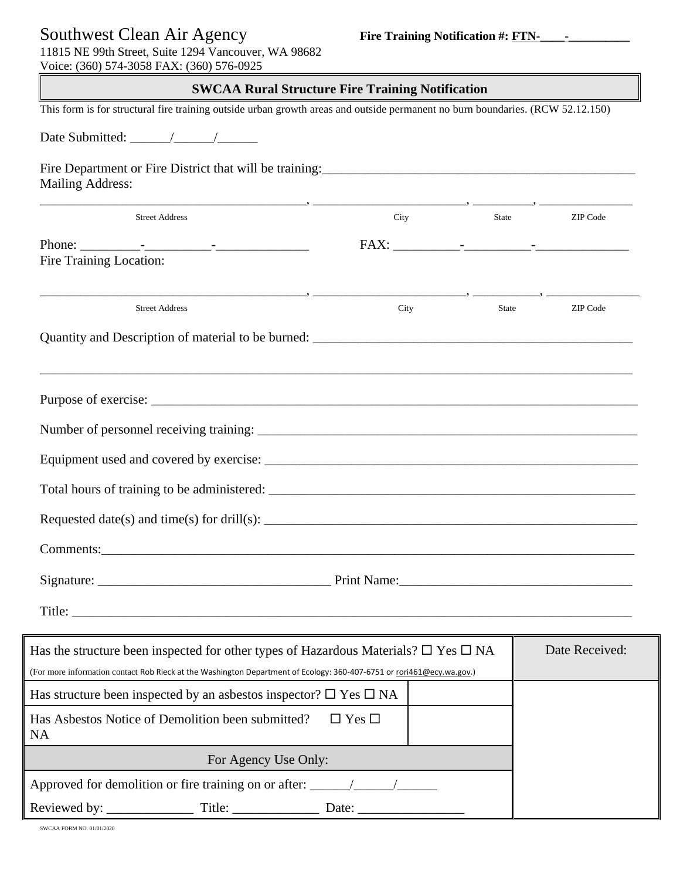Southwest Clean Air Agency **Fire Training Notification #: FTN-\_\_\_\_-\_\_\_\_\_\_\_\_\_\_**

11815 NE 99th Street, Suite 1294 Vancouver, WA 98682
Voice: (360) 574-3058 FAX: (360) 576-0925

## SWCAA Rural Structure Fire Training Notification

This form is for structural fire training outside urban growth areas and outside permanent no burn boundaries. (RCW 52.12.150)

Date Submitted: \_\_\_\_\_\_/\_\_\_\_\_\_/\_\_\_\_\_\_

Fire Department or Fire District that will be training:\_\_\_\_\_\_\_\_\_\_\_\_\_\_\_\_\_\_\_\_\_\_\_\_\_\_\_\_\_\_\_\_\_\_\_\_\_\_\_\_

Mailing Address:

\_\_\_\_\_\_\_\_\_\_\_\_\_\_\_\_\_\_\_\_\_\_\_\_\_\_\_\_\_\_\_\_\_\_\_\_\_\_\_\_, \_\_\_\_\_\_\_\_\_\_\_\_\_\_\_\_\_\_\_\_\_\_\_, \_\_\_\_\_\_\_\_\_, \_\_\_\_\_\_\_\_\_\_\_\_\_\_\_

Street Address | City | State | ZIP Code

Phone: \_\_\_\_\_\_\_\_\_-\_\_\_\_\_\_\_\_\_\_-\_\_\_\_\_\_\_\_\_\_\_\_\_\_ FAX: \_\_\_\_\_\_\_\_\_\_-\_\_\_\_\_\_\_\_\_\_-\_\_\_\_\_\_\_\_\_\_\_\_\_\_\_

Fire Training Location:

\_\_\_\_\_\_\_\_\_\_\_\_\_\_\_\_\_\_\_\_\_\_\_\_\_\_\_\_\_\_\_\_\_\_\_\_\_\_\_\_, \_\_\_\_\_\_\_\_\_\_\_\_\_\_\_\_\_\_\_\_\_\_\_, \_\_\_\_\_\_\_\_\_\_, \_\_\_\_\_\_\_\_\_\_\_\_\_\_\_

Street Address | City | State | ZIP Code

Quantity and Description of material to be burned: \_\_\_\_\_\_\_\_\_\_\_\_\_\_\_\_\_\_\_\_\_\_\_\_\_\_\_\_\_\_\_\_\_\_\_\_\_\_\_\_\_\_\_\_\_\_\_\_

\_\_\_\_\_\_\_\_\_\_\_\_\_\_\_\_\_\_\_\_\_\_\_\_\_\_\_\_\_\_\_\_\_\_\_\_\_\_\_\_\_\_\_\_\_\_\_\_\_\_\_\_\_\_\_\_\_\_\_\_\_\_\_\_\_\_\_\_\_\_\_\_\_\_\_\_\_\_\_\_\_\_\_\_\_\_\_\_\_\_\_\_

Purpose of exercise: \_\_\_\_\_\_\_\_\_\_\_\_\_\_\_\_\_\_\_\_\_\_\_\_\_\_\_\_\_\_\_\_\_\_\_\_\_\_\_\_\_\_\_\_\_\_\_\_\_\_\_\_\_\_\_\_\_\_\_\_\_\_\_\_\_\_\_\_\_\_\_\_\_\_

Number of personnel receiving training: \_\_\_\_\_\_\_\_\_\_\_\_\_\_\_\_\_\_\_\_\_\_\_\_\_\_\_\_\_\_\_\_\_\_\_\_\_\_\_\_\_\_\_\_\_\_\_\_\_\_\_\_\_\_\_\_

Equipment used and covered by exercise: \_\_\_\_\_\_\_\_\_\_\_\_\_\_\_\_\_\_\_\_\_\_\_\_\_\_\_\_\_\_\_\_\_\_\_\_\_\_\_\_\_\_\_\_\_\_\_\_\_\_\_\_\_\_\_\_

Total hours of training to be administered: \_\_\_\_\_\_\_\_\_\_\_\_\_\_\_\_\_\_\_\_\_\_\_\_\_\_\_\_\_\_\_\_\_\_\_\_\_\_\_\_\_\_\_\_\_\_\_\_\_\_\_\_\_\_

Requested date(s) and time(s) for drill(s): \_\_\_\_\_\_\_\_\_\_\_\_\_\_\_\_\_\_\_\_\_\_\_\_\_\_\_\_\_\_\_\_\_\_\_\_\_\_\_\_\_\_\_\_\_\_\_\_\_\_\_\_\_\_\_\_

Comments:\_\_\_\_\_\_\_\_\_\_\_\_\_\_\_\_\_\_\_\_\_\_\_\_\_\_\_\_\_\_\_\_\_\_\_\_\_\_\_\_\_\_\_\_\_\_\_\_\_\_\_\_\_\_\_\_\_\_\_\_\_\_\_\_\_\_\_\_\_\_\_\_\_\_\_\_\_\_\_\_

Signature: \_\_\_\_\_\_\_\_\_\_\_\_\_\_\_\_\_\_\_\_\_\_\_\_\_\_\_\_\_\_\_\_\_\_\_\_ Print Name:\_\_\_\_\_\_\_\_\_\_\_\_\_\_\_\_\_\_\_\_\_\_\_\_\_\_\_\_\_\_\_\_\_\_\_\_

Title: \_\_\_\_\_\_\_\_\_\_\_\_\_\_\_\_\_\_\_\_\_\_\_\_\_\_\_\_\_\_\_\_\_\_\_\_\_\_\_\_\_\_\_\_\_\_\_\_\_\_\_\_\_\_\_\_\_\_\_\_\_\_\_\_\_\_\_\_\_\_\_\_\_\_\_\_\_\_\_\_\_\_\_\_\_\_\_

| Has the structure been inspected for other types of Hazardous Materials? ☐ Yes ☐ NA (For more information contact Rob Rieck at the Washington Department of Ecology: 360-407-6751 or rori461@ecy.wa.gov.) | | Date Received: |
|---|---|---|
| Has structure been inspected by an asbestos inspector? ☐ Yes ☐ NA | | |
| Has Asbestos Notice of Demolition been submitted? ☐ Yes ☐ NA | | |
| For Agency Use Only: | | |
| Approved for demolition or fire training on or after: \_\_\_\_\_\_/\_\_\_\_\_\_/\_\_\_\_\_\_ | | |
| Reviewed by: \_\_\_\_\_\_\_\_\_\_\_\_\_ Title: \_\_\_\_\_\_\_\_\_\_\_\_\_ Date: \_\_\_\_\_\_\_\_\_\_\_\_\_\_\_\_ | | |

SWCAA FORM NO. 01/01/2020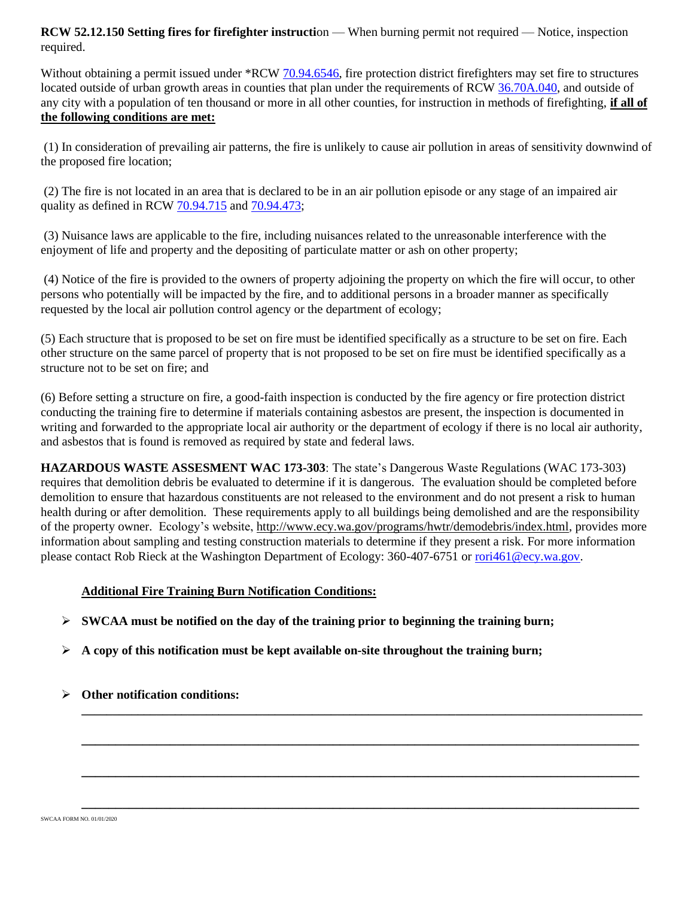**RCW 52.12.150 Setting fires for firefighter instructi**on — When burning permit not required — Notice, inspection required.

Without obtaining a permit issued under *RCW 70.94.6546, fire protection district firefighters may set fire to structures located outside of urban growth areas in counties that plan under the requirements of RCW 36.70A.040, and outside of any city with a population of ten thousand or more in all other counties, for instruction in methods of firefighting, **if all of the following conditions are met:**

(1) In consideration of prevailing air patterns, the fire is unlikely to cause air pollution in areas of sensitivity downwind of the proposed fire location;

(2) The fire is not located in an area that is declared to be in an air pollution episode or any stage of an impaired air quality as defined in RCW 70.94.715 and 70.94.473;

(3) Nuisance laws are applicable to the fire, including nuisances related to the unreasonable interference with the enjoyment of life and property and the depositing of particulate matter or ash on other property;

(4) Notice of the fire is provided to the owners of property adjoining the property on which the fire will occur, to other persons who potentially will be impacted by the fire, and to additional persons in a broader manner as specifically requested by the local air pollution control agency or the department of ecology;

(5) Each structure that is proposed to be set on fire must be identified specifically as a structure to be set on fire. Each other structure on the same parcel of property that is not proposed to be set on fire must be identified specifically as a structure not to be set on fire; and

(6) Before setting a structure on fire, a good-faith inspection is conducted by the fire agency or fire protection district conducting the training fire to determine if materials containing asbestos are present, the inspection is documented in writing and forwarded to the appropriate local air authority or the department of ecology if there is no local air authority, and asbestos that is found is removed as required by state and federal laws.

**HAZARDOUS WASTE ASSESMENT WAC 173-303**: The state's Dangerous Waste Regulations (WAC 173-303) requires that demolition debris be evaluated to determine if it is dangerous. The evaluation should be completed before demolition to ensure that hazardous constituents are not released to the environment and do not present a risk to human health during or after demolition. These requirements apply to all buildings being demolished and are the responsibility of the property owner. Ecology's website, http://www.ecy.wa.gov/programs/hwtr/demodebris/index.html, provides more information about sampling and testing construction materials to determine if they present a risk. For more information please contact Rob Rieck at the Washington Department of Ecology: 360-407-6751 or rori461@ecy.wa.gov.

**Additional Fire Training Burn Notification Conditions:**

- **SWCAA must be notified on the day of the training prior to beginning the training burn;**
- **A copy of this notification must be kept available on-site throughout the training burn;**
- **Other notification conditions:**

______________________________________________________________________________

______________________________________________________________________________

______________________________________________________________________________

______________________________________________________________________________

SWCAA FORM NO. 01/01/2020